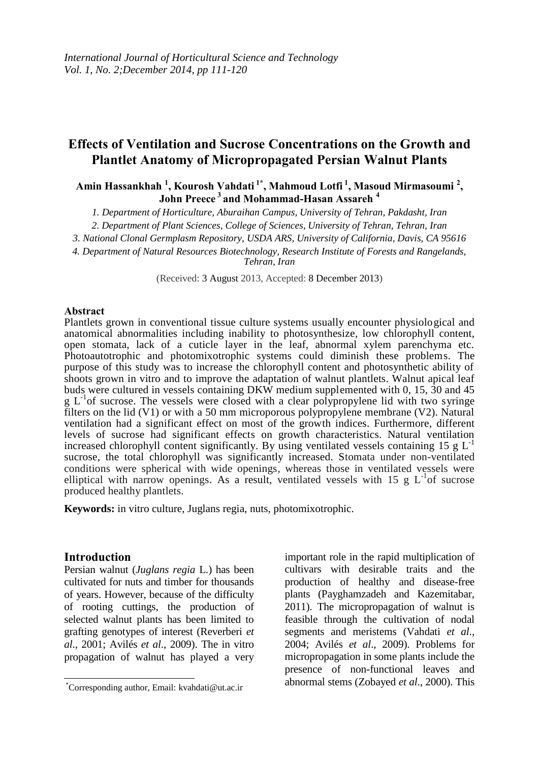*International Journal of Horticultural Science and Technology*
*Vol. 1, No. 2;December 2014, pp 111-120*

# Effects of Ventilation and Sucrose Concentrations on the Growth and Plantlet Anatomy of Micropropagated Persian Walnut Plants

**Amin Hassankhah [1], Kourosh Vahdati [1*], Mahmoud Lotfi [1], Masoud Mirmasoumi [2], John Preece [3] and Mohammad-Hasan Assareh [4]**

*1. Department of Horticulture, Aburaihan Campus, University of Tehran, Pakdasht, Iran*

*2. Department of Plant Sciences, College of Sciences, University of Tehran, Tehran, Iran*

*3. National Clonal Germplasm Repository, USDA ARS, University of California, Davis, CA 95616*

*4. Department of Natural Resources Biotechnology, Research Institute of Forests and Rangelands, Tehran, Iran*

(Received: 3 August 2013, Accepted: 8 December 2013)

**Abstract**

Plantlets grown in conventional tissue culture systems usually encounter physiological and anatomical abnormalities including inability to photosynthesize, low chlorophyll content, open stomata, lack of a cuticle layer in the leaf, abnormal xylem parenchyma etc. Photoautotrophic and photomixotrophic systems could diminish these problems. The purpose of this study was to increase the chlorophyll content and photosynthetic ability of shoots grown in vitro and to improve the adaptation of walnut plantlets. Walnut apical leaf buds were cultured in vessels containing DKW medium supplemented with 0, 15, 30 and 45 g $L^{-1}$ of sucrose. The vessels were closed with a clear polypropylene lid with two syringe filters on the lid (V1) or with a 50 mm microporous polypropylene membrane (V2). Natural ventilation had a significant effect on most of the growth indices. Furthermore, different levels of sucrose had significant effects on growth characteristics. Natural ventilation increased chlorophyll content significantly. By using ventilated vessels containing 15 g $L^{-1}$ sucrose, the total chlorophyll was significantly increased. Stomata under non-ventilated conditions were spherical with wide openings, whereas those in ventilated vessels were elliptical with narrow openings. As a result, ventilated vessels with 15 g $L^{-1}$ of sucrose produced healthy plantlets.

**Keywords:** in vitro culture, Juglans regia, nuts, photomixotrophic.

## Introduction

Persian walnut (*Juglans regia* L.) has been cultivated for nuts and timber for thousands of years. However, because of the difficulty of rooting cuttings, the production of selected walnut plants has been limited to grafting genotypes of interest (Reverberi *et al*., 2001; Avilés *et al*., 2009). The in vitro propagation of walnut has played a very important role in the rapid multiplication of cultivars with desirable traits and the production of healthy and disease-free plants (Payghamzadeh and Kazemitabar, 2011). The micropropagation of walnut is feasible through the cultivation of nodal segments and meristems (Vahdati *et al*., 2004; Avilés *et al*., 2009). Problems for micropropagation in some plants include the presence of non-functional leaves and abnormal stems (Zobayed *et al*., 2000). This

*Corresponding author, Email: kvahdati@ut.ac.ir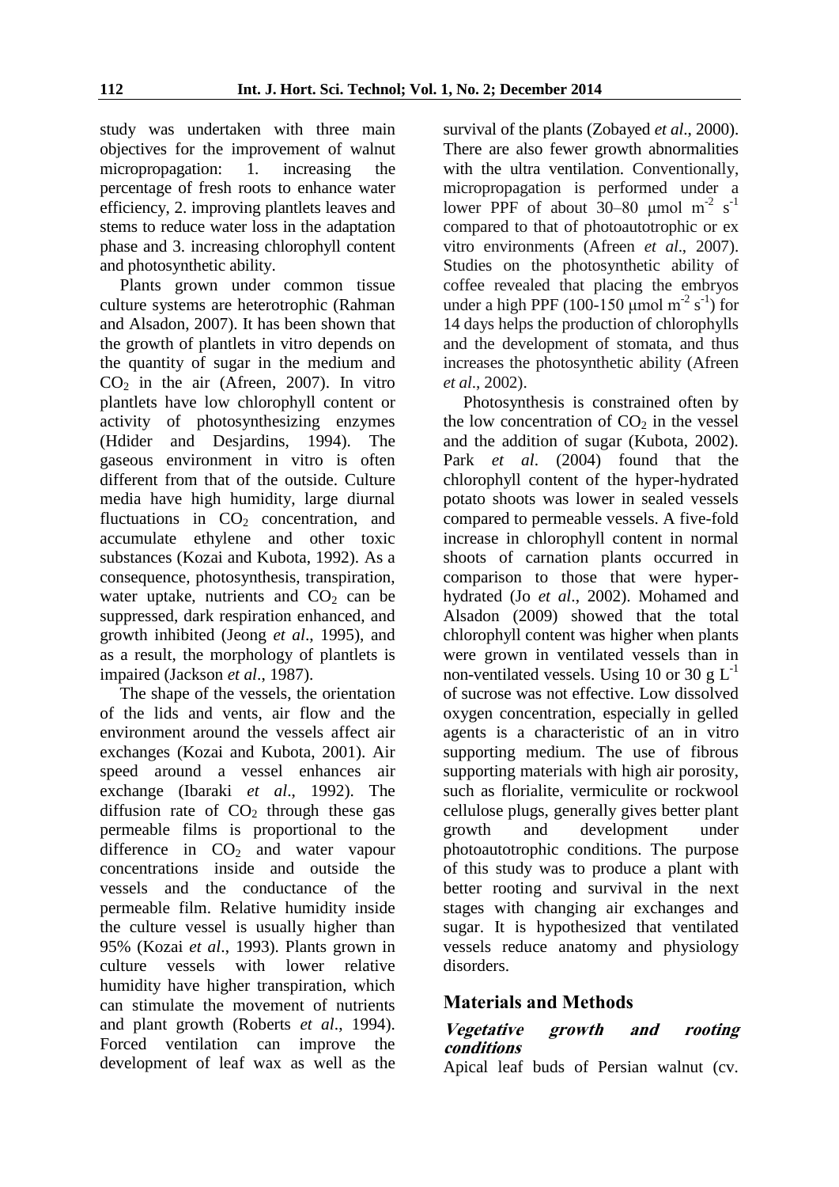study was undertaken with three main objectives for the improvement of walnut micropropagation: 1. increasing the percentage of fresh roots to enhance water efficiency, 2. improving plantlets leaves and stems to reduce water loss in the adaptation phase and 3. increasing chlorophyll content and photosynthetic ability.

Plants grown under common tissue culture systems are heterotrophic (Rahman and Alsadon, 2007). It has been shown that the growth of plantlets in vitro depends on the quantity of sugar in the medium and $CO_2$ in the air (Afreen, 2007). In vitro plantlets have low chlorophyll content or activity of photosynthesizing enzymes (Hdider and Desjardins, 1994). The gaseous environment in vitro is often different from that of the outside. Culture media have high humidity, large diurnal fluctuations in $CO_2$ concentration, and accumulate ethylene and other toxic substances (Kozai and Kubota, 1992). As a consequence, photosynthesis, transpiration, water uptake, nutrients and $CO_2$ can be suppressed, dark respiration enhanced, and growth inhibited (Jeong *et al*., 1995), and as a result, the morphology of plantlets is impaired (Jackson *et al*., 1987).

The shape of the vessels, the orientation of the lids and vents, air flow and the environment around the vessels affect air exchanges (Kozai and Kubota, 2001). Air speed around a vessel enhances air exchange (Ibaraki *et al*., 1992). The diffusion rate of $CO_2$ through these gas permeable films is proportional to the difference in $CO_2$ and water vapour concentrations inside and outside the vessels and the conductance of the permeable film. Relative humidity inside the culture vessel is usually higher than 95% (Kozai *et al*., 1993). Plants grown in culture vessels with lower relative humidity have higher transpiration, which can stimulate the movement of nutrients and plant growth (Roberts *et al*., 1994). Forced ventilation can improve the development of leaf wax as well as the survival of the plants (Zobayed *et al*., 2000). There are also fewer growth abnormalities with the ultra ventilation. Conventionally, micropropagation is performed under a lower PPF of about 30–80 μmol $m^{-2}$ $s^{-1}$ compared to that of photoautotrophic or ex vitro environments (Afreen *et al*., 2007). Studies on the photosynthetic ability of coffee revealed that placing the embryos under a high PPF (100-150 μmol $m^{-2}$ $s^{-1}$) for 14 days helps the production of chlorophylls and the development of stomata, and thus increases the photosynthetic ability (Afreen *et al*., 2002).

Photosynthesis is constrained often by the low concentration of $CO_2$ in the vessel and the addition of sugar (Kubota, 2002). Park *et al*. (2004) found that the chlorophyll content of the hyper-hydrated potato shoots was lower in sealed vessels compared to permeable vessels. A five-fold increase in chlorophyll content in normal shoots of carnation plants occurred in comparison to those that were hyper-hydrated (Jo *et al*., 2002). Mohamed and Alsadon (2009) showed that the total chlorophyll content was higher when plants were grown in ventilated vessels than in non-ventilated vessels. Using 10 or 30 g $L^{-1}$ of sucrose was not effective. Low dissolved oxygen concentration, especially in gelled agents is a characteristic of an in vitro supporting medium. The use of fibrous supporting materials with high air porosity, such as florialite, vermiculite or rockwool cellulose plugs, generally gives better plant growth and development under photoautotrophic conditions. The purpose of this study was to produce a plant with better rooting and survival in the next stages with changing air exchanges and sugar. It is hypothesized that ventilated vessels reduce anatomy and physiology disorders.

## Materials and Methods

### *Vegetative growth and rooting conditions*

Apical leaf buds of Persian walnut (cv.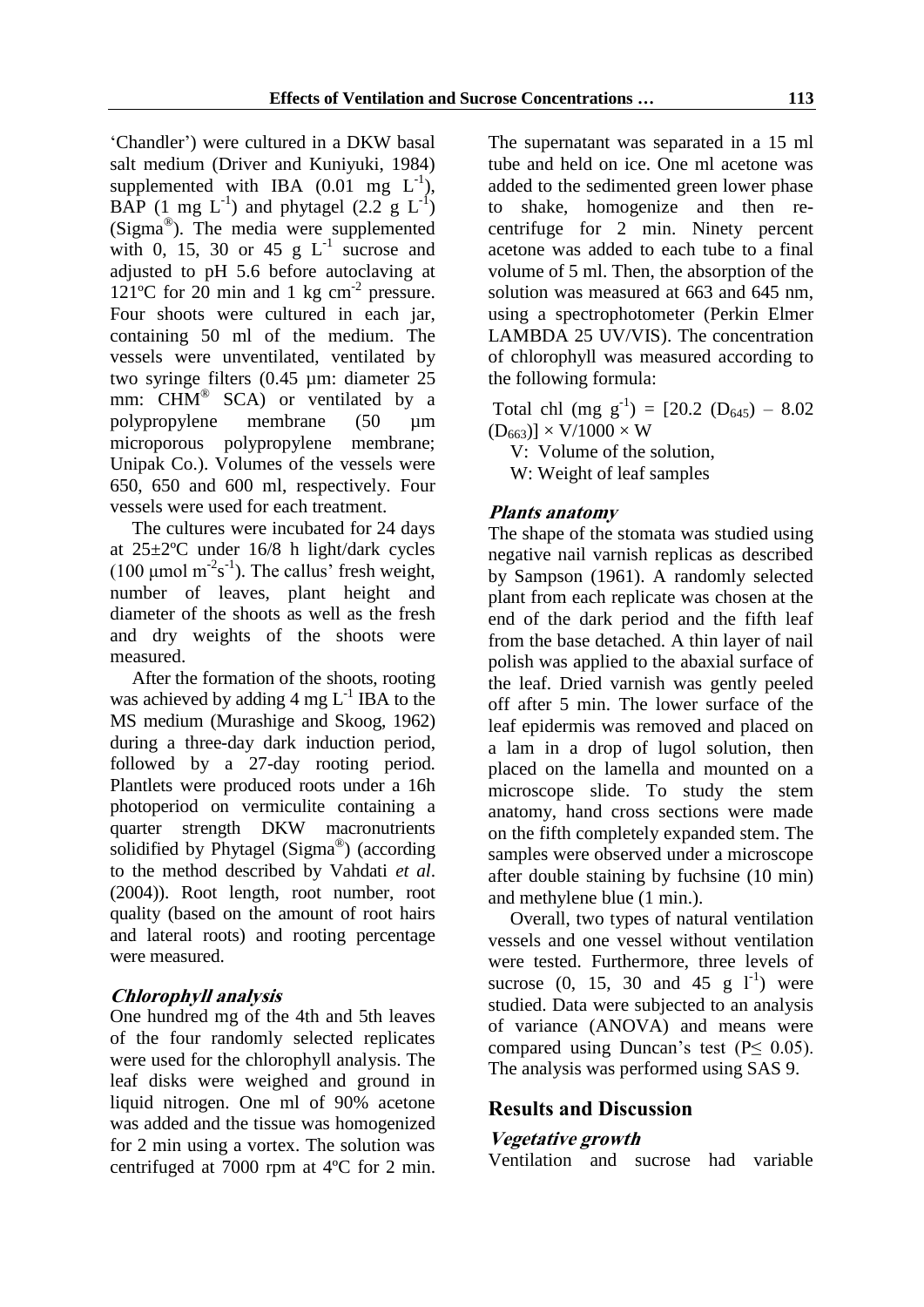'Chandler') were cultured in a DKW basal salt medium (Driver and Kuniyuki, 1984) supplemented with IBA (0.01 mg $L^{-1}$), BAP (1 mg $L^{-1}$) and phytagel (2.2 g $L^{-1}$) (Sigma®). The media were supplemented with 0, 15, 30 or 45 g $L^{-1}$ sucrose and adjusted to pH 5.6 before autoclaving at 121ºC for 20 min and 1 kg $cm^{-2}$ pressure. Four shoots were cultured in each jar, containing 50 ml of the medium. The vessels were unventilated, ventilated by two syringe filters (0.45 µm: diameter 25 mm: CHM® SCA) or ventilated by a polypropylene membrane (50 µm microporous polypropylene membrane; Unipak Co.). Volumes of the vessels were 650, 650 and 600 ml, respectively. Four vessels were used for each treatment.

The cultures were incubated for 24 days at 25±2ºC under 16/8 h light/dark cycles (100 µmol $m^{-2}s^{-1}$). The callus' fresh weight, number of leaves, plant height and diameter of the shoots as well as the fresh and dry weights of the shoots were measured.

After the formation of the shoots, rooting was achieved by adding 4 mg $L^{-1}$ IBA to the MS medium (Murashige and Skoog, 1962) during a three-day dark induction period, followed by a 27-day rooting period. Plantlets were produced roots under a 16h photoperiod on vermiculite containing a quarter strength DKW macronutrients solidified by Phytagel (Sigma®) (according to the method described by Vahdati *et al*. (2004)). Root length, root number, root quality (based on the amount of root hairs and lateral roots) and rooting percentage were measured.

### *Chlorophyll analysis*

One hundred mg of the 4th and 5th leaves of the four randomly selected replicates were used for the chlorophyll analysis. The leaf disks were weighed and ground in liquid nitrogen. One ml of 90% acetone was added and the tissue was homogenized for 2 min using a vortex. The solution was centrifuged at 7000 rpm at 4ºC for 2 min. The supernatant was separated in a 15 ml tube and held on ice. One ml acetone was added to the sedimented green lower phase to shake, homogenize and then re-centrifuge for 2 min. Ninety percent acetone was added to each tube to a final volume of 5 ml. Then, the absorption of the solution was measured at 663 and 645 nm, using a spectrophotometer (Perkin Elmer LAMBDA 25 UV/VIS). The concentration of chlorophyll was measured according to the following formula:

Total chl (mg $g^{-1}$) = $[20.2\ (D_{645}) - 8.02\ (D_{663})] \times V/1000 \times W$

V: Volume of the solution,

W: Weight of leaf samples

### *Plants anatomy*

The shape of the stomata was studied using negative nail varnish replicas as described by Sampson (1961). A randomly selected plant from each replicate was chosen at the end of the dark period and the fifth leaf from the base detached. A thin layer of nail polish was applied to the abaxial surface of the leaf. Dried varnish was gently peeled off after 5 min. The lower surface of the leaf epidermis was removed and placed on a lam in a drop of lugol solution, then placed on the lamella and mounted on a microscope slide. To study the stem anatomy, hand cross sections were made on the fifth completely expanded stem. The samples were observed under a microscope after double staining by fuchsine (10 min) and methylene blue (1 min.).

Overall, two types of natural ventilation vessels and one vessel without ventilation were tested. Furthermore, three levels of sucrose (0, 15, 30 and 45 g $l^{-1}$) were studied. Data were subjected to an analysis of variance (ANOVA) and means were compared using Duncan's test ($P \leq 0.05$). The analysis was performed using SAS 9.

## Results and Discussion

### *Vegetative growth*

Ventilation and sucrose had variable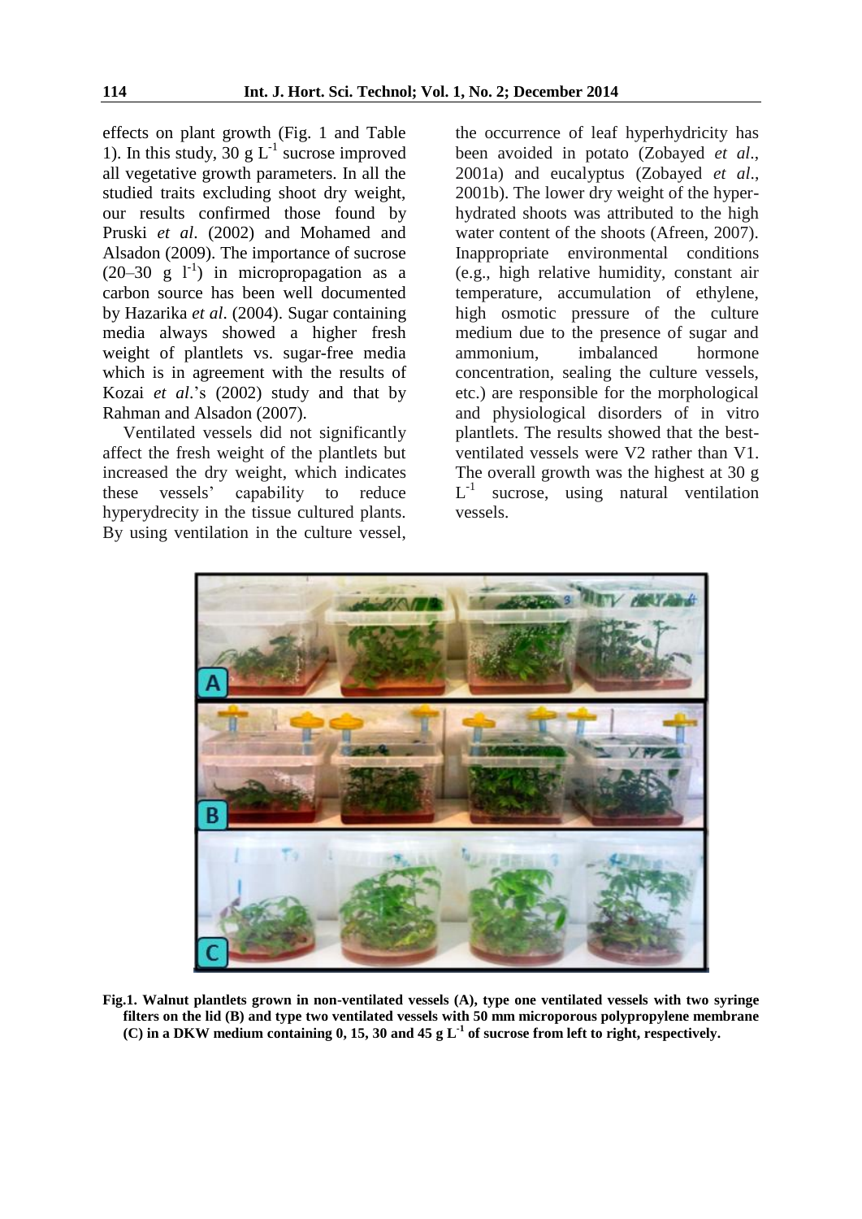effects on plant growth (Fig. 1 and Table 1). In this study, 30 g $L^{-1}$ sucrose improved all vegetative growth parameters. In all the studied traits excluding shoot dry weight, our results confirmed those found by Pruski *et al*. (2002) and Mohamed and Alsadon (2009). The importance of sucrose (20–30 g $l^{-1}$) in micropropagation as a carbon source has been well documented by Hazarika *et al*. (2004). Sugar containing media always showed a higher fresh weight of plantlets vs. sugar-free media which is in agreement with the results of Kozai *et al*.'s (2002) study and that by Rahman and Alsadon (2007).

Ventilated vessels did not significantly affect the fresh weight of the plantlets but increased the dry weight, which indicates these vessels' capability to reduce hyperydrecity in the tissue cultured plants. By using ventilation in the culture vessel, the occurrence of leaf hyperhydricity has been avoided in potato (Zobayed *et al*., 2001a) and eucalyptus (Zobayed *et al*., 2001b). The lower dry weight of the hyper-hydrated shoots was attributed to the high water content of the shoots (Afreen, 2007). Inappropriate environmental conditions (e.g., high relative humidity, constant air temperature, accumulation of ethylene, high osmotic pressure of the culture medium due to the presence of sugar and ammonium, imbalanced hormone concentration, sealing the culture vessels, etc.) are responsible for the morphological and physiological disorders of in vitro plantlets. The results showed that the best-ventilated vessels were V2 rather than V1. The overall growth was the highest at 30 g $L^{-1}$ sucrose, using natural ventilation vessels.

**Fig.1. Walnut plantlets grown in non-ventilated vessels (A), type one ventilated vessels with two syringe filters on the lid (B) and type two ventilated vessels with 50 mm microporous polypropylene membrane (C) in a DKW medium containing 0, 15, 30 and 45 g $L^{-1}$ of sucrose from left to right, respectively.**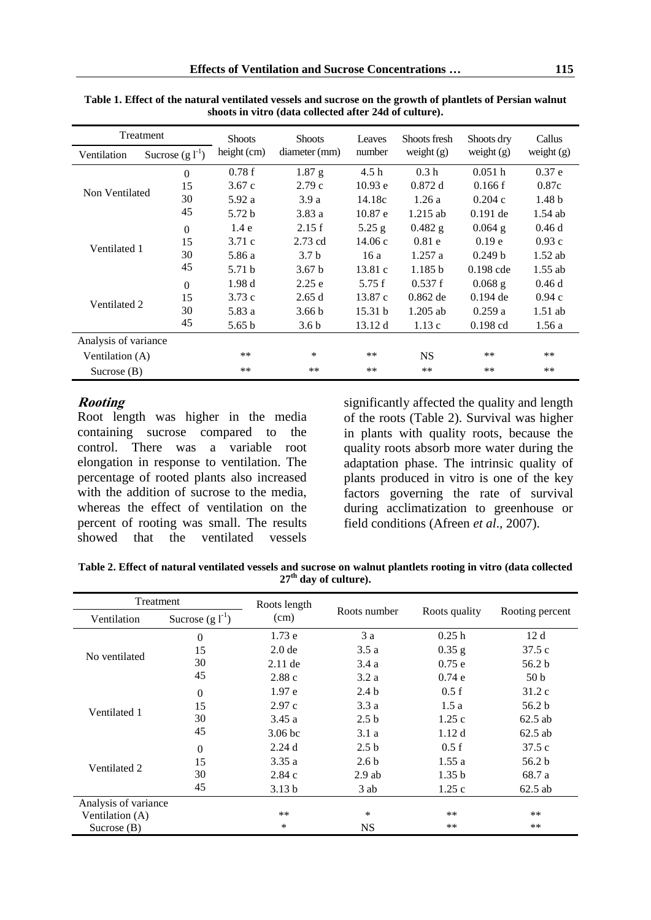**Table 1. Effect of the natural ventilated vessels and sucrose on the growth of plantlets of Persian walnut shoots in vitro (data collected after 24d of culture).**

| Treatment | | Shoots height (cm) | Shoots diameter (mm) | Leaves number | Shoots fresh weight (g) | Shoots dry weight (g) | Callus weight (g) |
|---|---|---|---|---|---|---|---|
| Ventilation | Sucrose (g $l^{-1}$) | | | | | | |
| Non Ventilated | 0 | 0.78 f | 1.87 g | 4.5 h | 0.3 h | 0.051 h | 0.37 e |
| | 15 | 3.67 c | 2.79 c | 10.93 e | 0.872 d | 0.166 f | 0.87c |
| | 30 | 5.92 a | 3.9 a | 14.18c | 1.26 a | 0.204 c | 1.48 b |
| | 45 | 5.72 b | 3.83 a | 10.87 e | 1.215 ab | 0.191 de | 1.54 ab |
| Ventilated 1 | 0 | 1.4 e | 2.15 f | 5.25 g | 0.482 g | 0.064 g | 0.46 d |
| | 15 | 3.71 c | 2.73 cd | 14.06 c | 0.81 e | 0.19 e | 0.93 c |
| | 30 | 5.86 a | 3.7 b | 16 a | 1.257 a | 0.249 b | 1.52 ab |
| | 45 | 5.71 b | 3.67 b | 13.81 c | 1.185 b | 0.198 cde | 1.55 ab |
| Ventilated 2 | 0 | 1.98 d | 2.25 e | 5.75 f | 0.537 f | 0.068 g | 0.46 d |
| | 15 | 3.73 c | 2.65 d | 13.87 c | 0.862 de | 0.194 de | 0.94 c |
| | 30 | 5.83 a | 3.66 b | 15.31 b | 1.205 ab | 0.259 a | 1.51 ab |
| | 45 | 5.65 b | 3.6 b | 13.12 d | 1.13 c | 0.198 cd | 1.56 a |
| Analysis of variance | | | | | | | |
| Ventilation (A) | | ** | * | ** | NS | ** | ** |
| Sucrose (B) | | ** | ** | ** | ** | ** | ** |

### *Rooting*

Root length was higher in the media containing sucrose compared to the control. There was a variable root elongation in response to ventilation. The percentage of rooted plants also increased with the addition of sucrose to the media, whereas the effect of ventilation on the percent of rooting was small. The results showed that the ventilated vessels significantly affected the quality and length of the roots (Table 2). Survival was higher in plants with quality roots, because the quality roots absorb more water during the adaptation phase. The intrinsic quality of plants produced in vitro is one of the key factors governing the rate of survival during acclimatization to greenhouse or field conditions (Afreen *et al*., 2007).

**Table 2. Effect of natural ventilated vessels and sucrose on walnut plantlets rooting in vitro (data collected 27th day of culture).**

| Treatment | | Roots length (cm) | Roots number | Roots quality | Rooting percent |
|---|---|---|---|---|---|
| Ventilation | Sucrose (g $l^{-1}$) | | | | |
| No ventilated | 0 | 1.73 e | 3 a | 0.25 h | 12 d |
| | 15 | 2.0 de | 3.5 a | 0.35 g | 37.5 c |
| | 30 | 2.11 de | 3.4 a | 0.75 e | 56.2 b |
| | 45 | 2.88 c | 3.2 a | 0.74 e | 50 b |
| Ventilated 1 | 0 | 1.97 e | 2.4 b | 0.5 f | 31.2 c |
| | 15 | 2.97 c | 3.3 a | 1.5 a | 56.2 b |
| | 30 | 3.45 a | 2.5 b | 1.25 c | 62.5 ab |
| | 45 | 3.06 bc | 3.1 a | 1.12 d | 62.5 ab |
| Ventilated 2 | 0 | 2.24 d | 2.5 b | 0.5 f | 37.5 c |
| | 15 | 3.35 a | 2.6 b | 1.55 a | 56.2 b |
| | 30 | 2.84 c | 2.9 ab | 1.35 b | 68.7 a |
| | 45 | 3.13 b | 3 ab | 1.25 c | 62.5 ab |
| Analysis of variance | | | | | |
| Ventilation (A) | | ** | * | ** | ** |
| Sucrose (B) | | * | NS | ** | ** |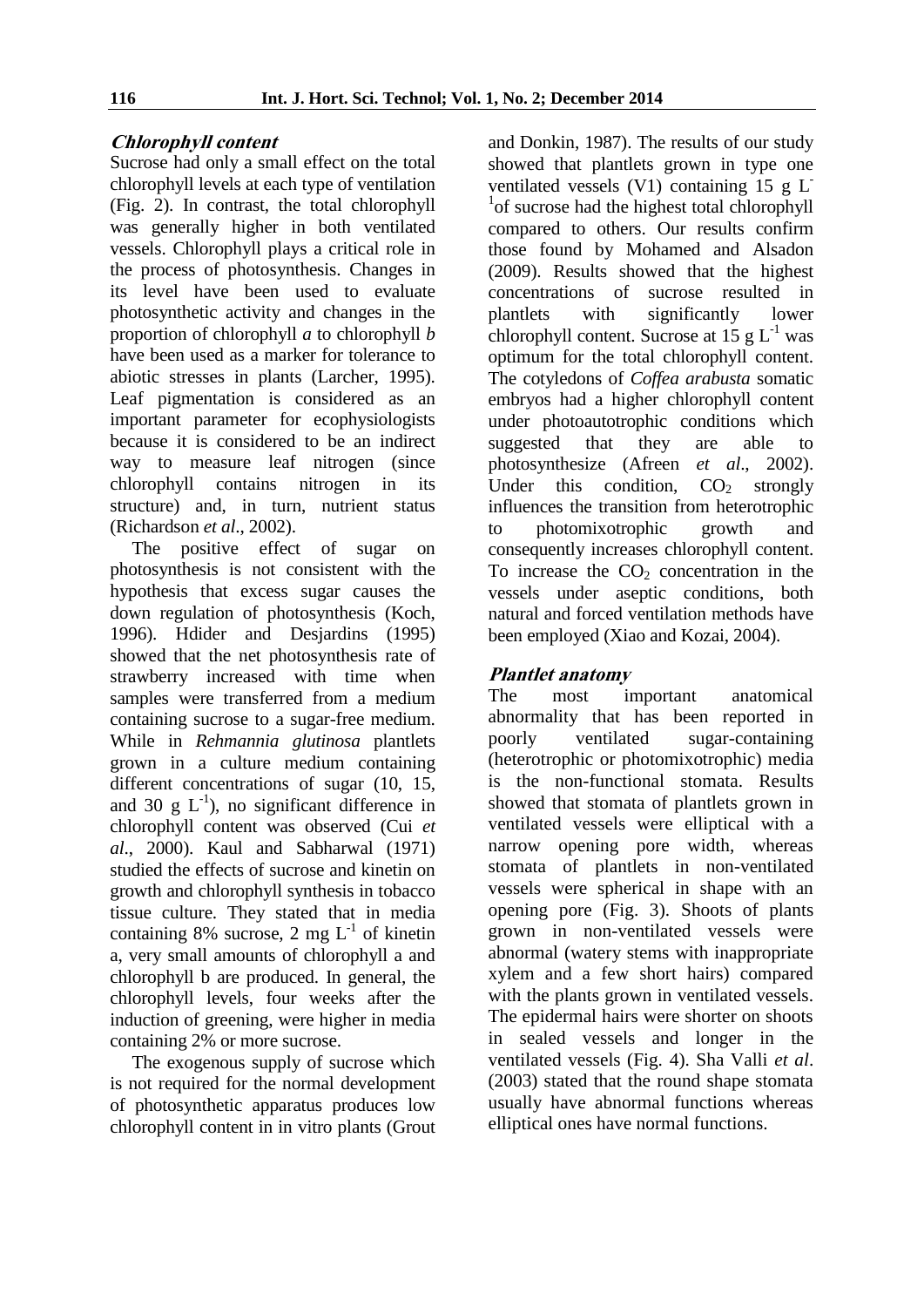### *Chlorophyll content*

Sucrose had only a small effect on the total chlorophyll levels at each type of ventilation (Fig. 2). In contrast, the total chlorophyll was generally higher in both ventilated vessels. Chlorophyll plays a critical role in the process of photosynthesis. Changes in its level have been used to evaluate photosynthetic activity and changes in the proportion of chlorophyll *a* to chlorophyll *b* have been used as a marker for tolerance to abiotic stresses in plants (Larcher, 1995). Leaf pigmentation is considered as an important parameter for ecophysiologists because it is considered to be an indirect way to measure leaf nitrogen (since chlorophyll contains nitrogen in its structure) and, in turn, nutrient status (Richardson *et al*., 2002).

The positive effect of sugar on photosynthesis is not consistent with the hypothesis that excess sugar causes the down regulation of photosynthesis (Koch, 1996). Hdider and Desjardins (1995) showed that the net photosynthesis rate of strawberry increased with time when samples were transferred from a medium containing sucrose to a sugar-free medium. While in *Rehmannia glutinosa* plantlets grown in a culture medium containing different concentrations of sugar (10, 15, and 30 g $L^{-1}$), no significant difference in chlorophyll content was observed (Cui *et al*., 2000). Kaul and Sabharwal (1971) studied the effects of sucrose and kinetin on growth and chlorophyll synthesis in tobacco tissue culture. They stated that in media containing 8% sucrose, 2 mg $L^{-1}$ of kinetin a, very small amounts of chlorophyll a and chlorophyll b are produced. In general, the chlorophyll levels, four weeks after the induction of greening, were higher in media containing 2% or more sucrose.

The exogenous supply of sucrose which is not required for the normal development of photosynthetic apparatus produces low chlorophyll content in in vitro plants (Grout and Donkin, 1987). The results of our study showed that plantlets grown in type one ventilated vessels (V1) containing 15 g $L^{-1}$ of sucrose had the highest total chlorophyll compared to others. Our results confirm those found by Mohamed and Alsadon (2009). Results showed that the highest concentrations of sucrose resulted in plantlets with significantly lower chlorophyll content. Sucrose at 15 g $L^{-1}$ was optimum for the total chlorophyll content. The cotyledons of *Coffea arabusta* somatic embryos had a higher chlorophyll content under photoautotrophic conditions which suggested that they are able to photosynthesize (Afreen *et al*., 2002). Under this condition, $CO_2$ strongly influences the transition from heterotrophic to photomixotrophic growth and consequently increases chlorophyll content. To increase the $CO_2$ concentration in the vessels under aseptic conditions, both natural and forced ventilation methods have been employed (Xiao and Kozai, 2004).

### *Plantlet anatomy*

The most important anatomical abnormality that has been reported in poorly ventilated sugar-containing (heterotrophic or photomixotrophic) media is the non-functional stomata. Results showed that stomata of plantlets grown in ventilated vessels were elliptical with a narrow opening pore width, whereas stomata of plantlets in non-ventilated vessels were spherical in shape with an opening pore (Fig. 3). Shoots of plants grown in non-ventilated vessels were abnormal (watery stems with inappropriate xylem and a few short hairs) compared with the plants grown in ventilated vessels. The epidermal hairs were shorter on shoots in sealed vessels and longer in the ventilated vessels (Fig. 4). Sha Valli *et al*. (2003) stated that the round shape stomata usually have abnormal functions whereas elliptical ones have normal functions.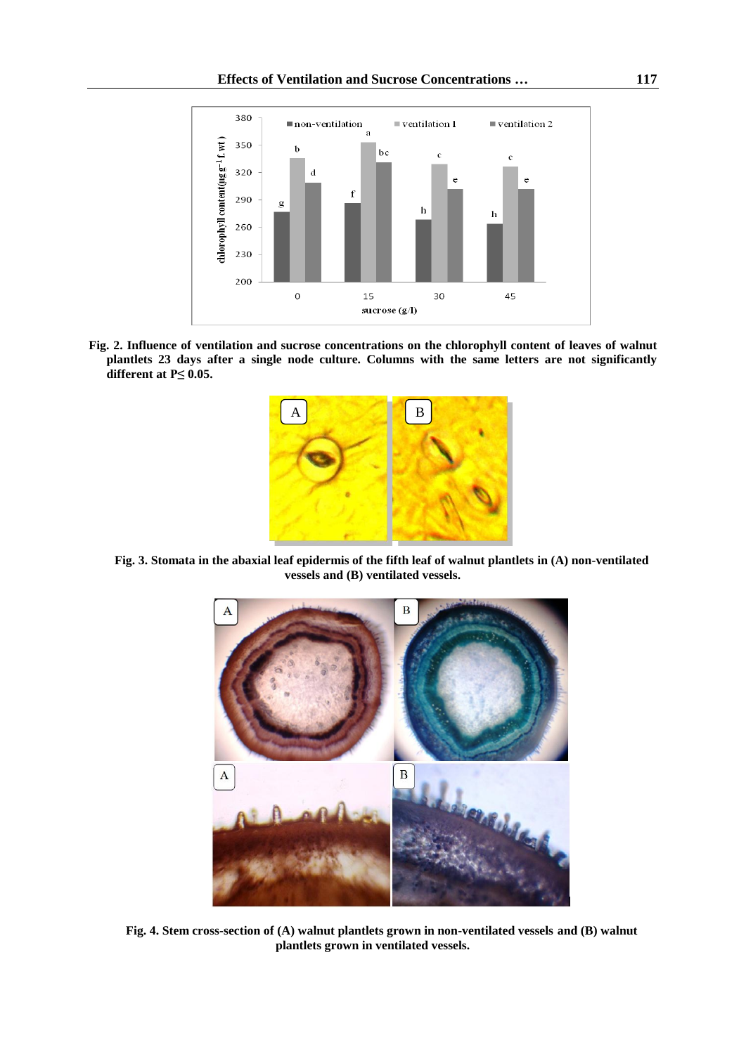**Fig. 2. Influence of ventilation and sucrose concentrations on the chlorophyll content of leaves of walnut plantlets 23 days after a single node culture. Columns with the same letters are not significantly different at P≤ 0.05.**

**Fig. 3. Stomata in the abaxial leaf epidermis of the fifth leaf of walnut plantlets in (A) non-ventilated vessels and (B) ventilated vessels.**

**Fig. 4. Stem cross-section of (A) walnut plantlets grown in non-ventilated vessels and (B) walnut plantlets grown in ventilated vessels.**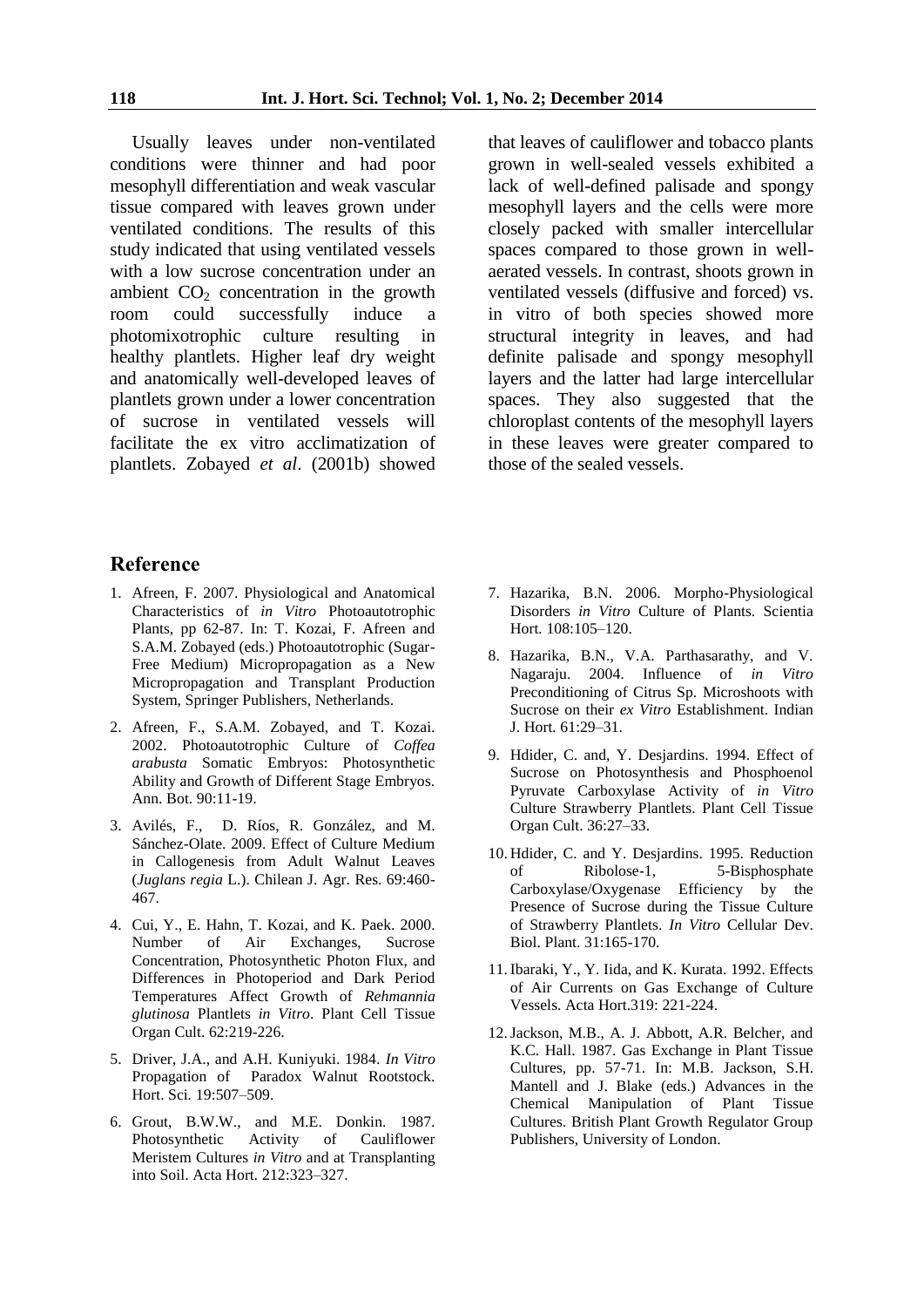Usually leaves under non-ventilated conditions were thinner and had poor mesophyll differentiation and weak vascular tissue compared with leaves grown under ventilated conditions. The results of this study indicated that using ventilated vessels with a low sucrose concentration under an ambient $CO_2$ concentration in the growth room could successfully induce a photomixotrophic culture resulting in healthy plantlets. Higher leaf dry weight and anatomically well-developed leaves of plantlets grown under a lower concentration of sucrose in ventilated vessels will facilitate the ex vitro acclimatization of plantlets. Zobayed *et al*. (2001b) showed that leaves of cauliflower and tobacco plants grown in well-sealed vessels exhibited a lack of well-defined palisade and spongy mesophyll layers and the cells were more closely packed with smaller intercellular spaces compared to those grown in well-aerated vessels. In contrast, shoots grown in ventilated vessels (diffusive and forced) vs. in vitro of both species showed more structural integrity in leaves, and had definite palisade and spongy mesophyll layers and the latter had large intercellular spaces. They also suggested that the chloroplast contents of the mesophyll layers in these leaves were greater compared to those of the sealed vessels.

## Reference

1. Afreen, F. 2007. Physiological and Anatomical Characteristics of *in Vitro* Photoautotrophic Plants, pp 62-87. In: T. Kozai, F. Afreen and S.A.M. Zobayed (eds.) Photoautotrophic (Sugar-Free Medium) Micropropagation as a New Micropropagation and Transplant Production System, Springer Publishers, Netherlands.
2. Afreen, F., S.A.M. Zobayed, and T. Kozai. 2002. Photoautotrophic Culture of *Coffea arabusta* Somatic Embryos: Photosynthetic Ability and Growth of Different Stage Embryos. Ann. Bot. 90:11-19.
3. Avilés, F., D. Ríos, R. González, and M. Sánchez-Olate. 2009. Effect of Culture Medium in Callogenesis from Adult Walnut Leaves (*Juglans regia* L.). Chilean J. Agr. Res. 69:460-467.
4. Cui, Y., E. Hahn, T. Kozai, and K. Paek. 2000. Number of Air Exchanges, Sucrose Concentration, Photosynthetic Photon Flux, and Differences in Photoperiod and Dark Period Temperatures Affect Growth of *Rehmannia glutinosa* Plantlets *in Vitro*. Plant Cell Tissue Organ Cult. 62:219-226.
5. Driver, J.A., and A.H. Kuniyuki. 1984. *In Vitro* Propagation of Paradox Walnut Rootstock. Hort. Sci. 19:507–509.
6. Grout, B.W.W., and M.E. Donkin. 1987. Photosynthetic Activity of Cauliflower Meristem Cultures *in Vitro* and at Transplanting into Soil. Acta Hort. 212:323–327.
7. Hazarika, B.N. 2006. Morpho-Physiological Disorders *in Vitro* Culture of Plants. Scientia Hort. 108:105–120.
8. Hazarika, B.N., V.A. Parthasarathy, and V. Nagaraju. 2004. Influence of *in Vitro* Preconditioning of Citrus Sp. Microshoots with Sucrose on their *ex Vitro* Establishment. Indian J. Hort. 61:29–31.
9. Hdider, C. and, Y. Desjardins. 1994. Effect of Sucrose on Photosynthesis and Phosphoenol Pyruvate Carboxylase Activity of *in Vitro* Culture Strawberry Plantlets. Plant Cell Tissue Organ Cult. 36:27–33.
10. Hdider, C. and Y. Desjardins. 1995. Reduction of Ribolose-1, 5-Bisphosphate Carboxylase/Oxygenase Efficiency by the Presence of Sucrose during the Tissue Culture of Strawberry Plantlets. *In Vitro* Cellular Dev. Biol. Plant. 31:165-170.
11. Ibaraki, Y., Y. Iida, and K. Kurata. 1992. Effects of Air Currents on Gas Exchange of Culture Vessels. Acta Hort.319: 221-224.
12. Jackson, M.B., A. J. Abbott, A.R. Belcher, and K.C. Hall. 1987. Gas Exchange in Plant Tissue Cultures, pp. 57-71. In: M.B. Jackson, S.H. Mantell and J. Blake (eds.) Advances in the Chemical Manipulation of Plant Tissue Cultures. British Plant Growth Regulator Group Publishers, University of London.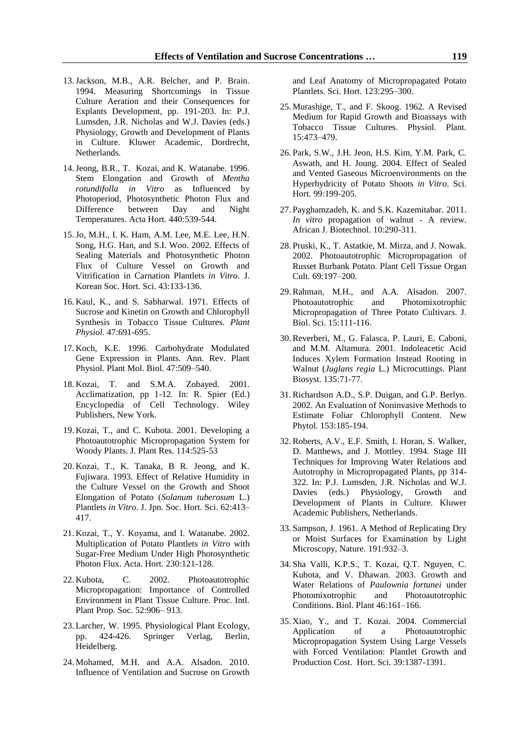13. Jackson, M.B., A.R. Belcher, and P. Brain. 1994. Measuring Shortcomings in Tissue Culture Aeration and their Consequences for Explants Development, pp. 191-203. In: P.J. Lumsden, J.R. Nicholas and W.J. Davies (eds.) Physiology, Growth and Development of Plants in Culture. Kluwer Academic, Dordrecht, Netherlands.

14. Jeong, B.R., T. Kozai, and K. Watanabe. 1996. Stem Elongation and Growth of *Mentha rotundifolia in Vitro* as Influenced by Photoperiod, Photosynthetic Photon Flux and Difference between Day and Night Temperatures. Acta Hort. 440:539-544.

15. Jo, M.H., I. K. Ham, A.M. Lee, M.E. Lee, H.N. Song, H.G. Han, and S.I. Woo. 2002. Effects of Sealing Materials and Photosynthetic Photon Flux of Culture Vessel on Growth and Vitrification in Carnation Plantlets *in Vitro*. J. Korean Soc. Hort. Sci. 43:133-136.

16. Kaul, K., and S. Sabharwal. 1971. Effects of Sucrose and Kinetin on Growth and Chlorophyll Synthesis in Tobacco Tissue Cultures. *Plant Physiol.* 47:691-695.

17. Koch, K.E. 1996. Carbohydrate Modulated Gene Expression in Plants. Ann. Rev. Plant Physiol. Plant Mol. Biol. 47:509–540.

18. Kozai, T. and S.M.A. Zobayed. 2001. Acclimatization, pp 1-12. In: R. Spier (Ed.) Encyclopedia of Cell Technology. Wiley Publishers, New York.

19. Kozai, T., and C. Kubota. 2001. Developing a Photoautotrophic Micropropagation System for Woody Plants. J. Plant Res. 114:525-53

20. Kozai, T., K. Tanaka, B R. Jeong, and K. Fujiwara. 1993. Effect of Relative Humidity in the Culture Vessel on the Growth and Shoot Elongation of Potato (*Solanum tuberosum* L.) Plantlets *in Vitro*. J. Jpn. Soc. Hort. Sci. 62:413–417.

21. Kozai, T., Y. Koyama, and I. Watanabe. 2002. Multiplication of Potato Plantlets *in Vitro* with Sugar-Free Medium Under High Photosynthetic Photon Flux. Acta. Hort. 230:121-128.

22. Kubota, C. 2002. Photoautotrophic Micropropagation: Importance of Controlled Environment in Plant Tissue Culture. Proc. Intl. Plant Prop. Soc. 52:906– 913.

23. Larcher, W. 1995. Physiological Plant Ecology, pp. 424-426. Springer Verlag, Berlin, Heidelberg.

24. Mohamed, M.H. and A.A. Alsadon. 2010. Influence of Ventilation and Sucrose on Growth and Leaf Anatomy of Micropropagated Potato Plantlets. Sci. Hort. 123:295–300.

25. Murashige, T., and F. Skoog. 1962. A Revised Medium for Rapid Growth and Bioassays with Tobacco Tissue Cultures. Physiol. Plant. 15:473–479.

26. Park, S.W., J.H. Jeon, H.S. Kim, Y.M. Park, C. Aswath, and H. Joung. 2004. Effect of Sealed and Vented Gaseous Microenvironments on the Hyperhydricity of Potato Shoots *in Vitro*. Sci. Hort. 99:199-205.

27. Payghamzadeh, K. and S.K. Kazemitabar. 2011. *In vitro* propagation of walnut - A review. African J. Biotechnol. 10:290-311.

28. Pruski, K., T. Astatkie, M. Mirza, and J. Nowak. 2002. Photoautotrophic Micropropagation of Russet Burbank Potato. Plant Cell Tissue Organ Cult. 69:197–200.

29. Rahman, M.H., and A.A. Alsadon. 2007. Photoautotrophic and Photomixotrophic Micropropagation of Three Potato Cultivars. J. Biol. Sci. 15:111-116.

30. Reverberi, M., G. Falasca, P. Lauri, E. Caboni, and M.M. Altamura. 2001. Indoleacetic Acid Induces Xylem Formation Instead Rooting in Walnut (*Juglans regia* L.) Microcuttings. Plant Biosyst. 135:71-77.

31. Richardson A.D., S.P. Duigan, and G.P. Berlyn. 2002. An Evaluation of Noninvasive Methods to Estimate Foliar Chlorophyll Content. New Phytol. 153:185-194.

32. Roberts, A.V., E.F. Smith, I. Horan, S. Walker, D. Matthews, and J. Mottley. 1994. Stage III Techniques for Improving Water Relations and Autotrophy in Micropropagated Plants, pp 314-322. In: P.J. Lumsden, J.R. Nicholas and W.J. Davies (eds.) Physiology, Growth and Development of Plants in Culture. Kluwer Academic Publishers, Netherlands.

33. Sampson, J. 1961. A Method of Replicating Dry or Moist Surfaces for Examination by Light Microscopy, Nature. 191:932–3.

34. Sha Valli, K.P.S., T. Kozai, Q.T. Nguyen, C. Kubota, and V. Dhawan. 2003. Growth and Water Relations of *Paulownia fortunei* under Photomixotrophic and Photoautotrophic Conditions. Biol. Plant 46:161–166.

35. Xiao, Y., and T. Kozai. 2004. Commercial Application of a Photoautotrophic Micropropagation System Using Large Vessels with Forced Ventilation: Plantlet Growth and Production Cost. Hort. Sci. 39:1387-1391.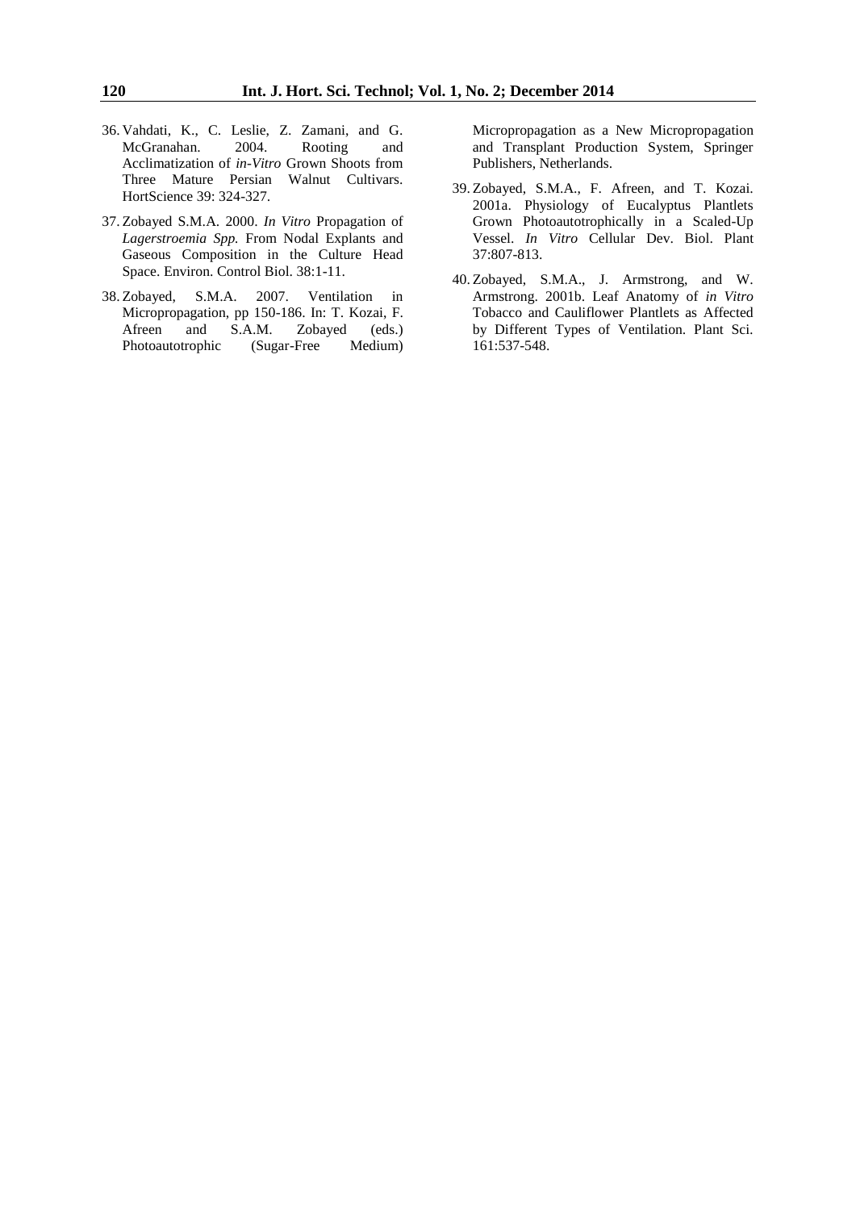36. Vahdati, K., C. Leslie, Z. Zamani, and G. McGranahan. 2004. Rooting and Acclimatization of *in-Vitro* Grown Shoots from Three Mature Persian Walnut Cultivars. HortScience 39: 324-327.

37. Zobayed S.M.A. 2000. *In Vitro* Propagation of *Lagerstroemia Spp.* From Nodal Explants and Gaseous Composition in the Culture Head Space. Environ. Control Biol. 38:1-11.

38. Zobayed, S.M.A. 2007. Ventilation in Micropropagation, pp 150-186. In: T. Kozai, F. Afreen and S.A.M. Zobayed (eds.) Photoautotrophic (Sugar-Free Medium) Micropropagation as a New Micropropagation and Transplant Production System, Springer Publishers, Netherlands.

39. Zobayed, S.M.A., F. Afreen, and T. Kozai. 2001a. Physiology of Eucalyptus Plantlets Grown Photoautotrophically in a Scaled-Up Vessel. *In Vitro* Cellular Dev. Biol. Plant 37:807-813.

40. Zobayed, S.M.A., J. Armstrong, and W. Armstrong. 2001b. Leaf Anatomy of *in Vitro* Tobacco and Cauliflower Plantlets as Affected by Different Types of Ventilation. Plant Sci. 161:537-548.